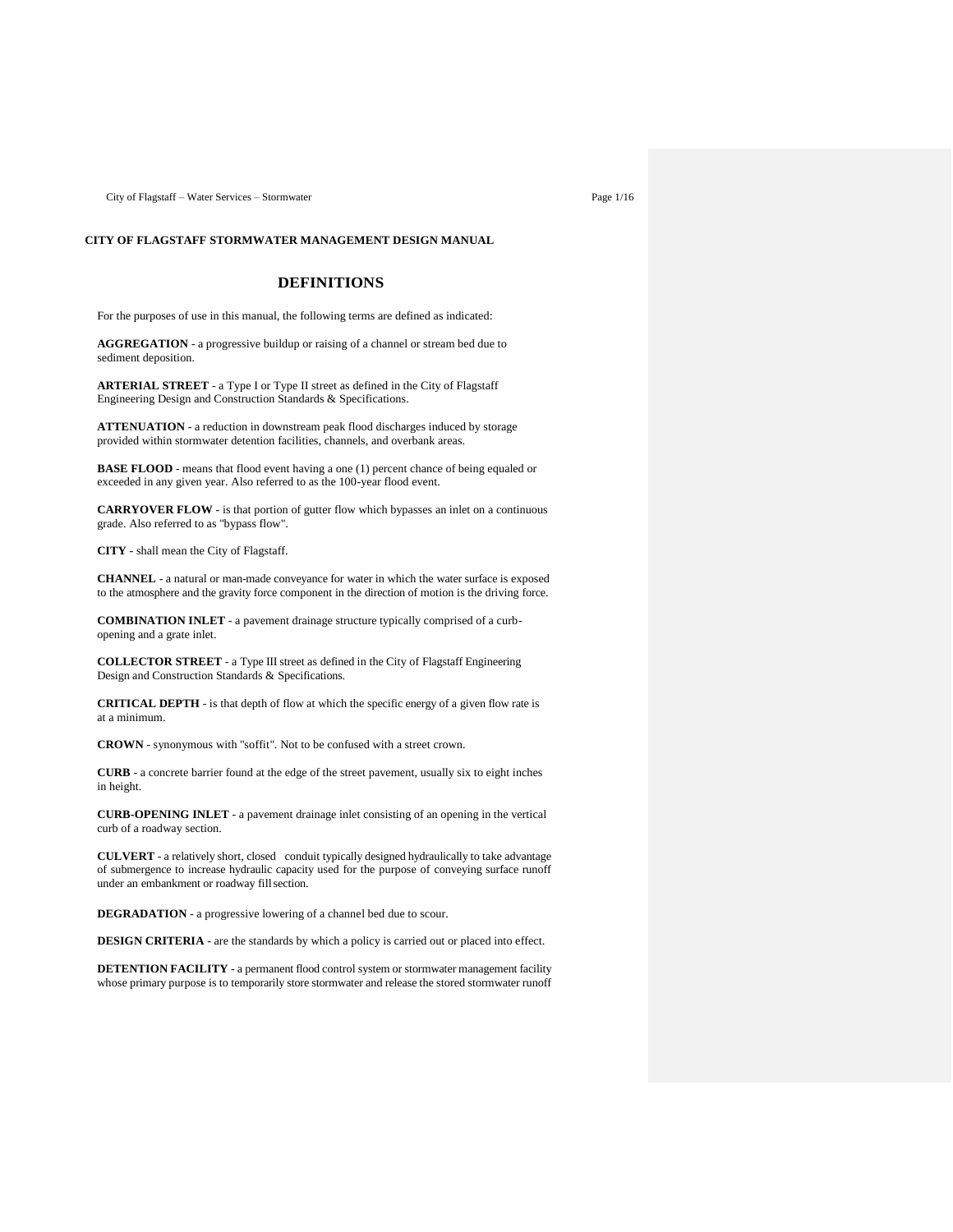**CITY OF FLAGSTAFF STORMWATER MANAGEMENT DESIGN MANUAL**

# DEFINITIONS

For the purposes of use in this manual, the following terms are defined as indicated:

**AGGREGATION** - a progressive buildup or raising of a channel or stream bed due to sediment deposition.

**ARTERIAL STREET** - a Type I or Type II street as defined in the City of Flagstaff Engineering Design and Construction Standards & Specifications.

**ATTENUATION** - a reduction in downstream peak flood discharges induced by storage provided within stormwater detention facilities, channels, and overbank areas.

**BASE FLOOD** - means that flood event having a one (1) percent chance of being equaled or exceeded in any given year. Also referred to as the 100-year flood event.

**CARRYOVER FLOW** - is that portion of gutter flow which bypasses an inlet on a continuous grade. Also referred to as "bypass flow".

**CITY** - shall mean the City of Flagstaff.

**CHANNEL** - a natural or man-made conveyance for water in which the water surface is exposed to the atmosphere and the gravity force component in the direction of motion is the driving force.

**COMBINATION INLET** - a pavement drainage structure typically comprised of a curb-opening and a grate inlet.

**COLLECTOR STREET** - a Type III street as defined in the City of Flagstaff Engineering Design and Construction Standards & Specifications.

**CRITICAL DEPTH** - is that depth of flow at which the specific energy of a given flow rate is at a minimum.

**CROWN** - synonymous with "soffit". Not to be confused with a street crown.

**CURB** - a concrete barrier found at the edge of the street pavement, usually six to eight inches in height.

**CURB-OPENING INLET** - a pavement drainage inlet consisting of an opening in the vertical curb of a roadway section.

**CULVERT** - a relatively short, closed conduit typically designed hydraulically to take advantage of submergence to increase hydraulic capacity used for the purpose of conveying surface runoff under an embankment or roadway fill section.

**DEGRADATION** - a progressive lowering of a channel bed due to scour.

**DESIGN CRITERIA** - are the standards by which a policy is carried out or placed into effect.

**DETENTION FACILITY** - a permanent flood control system or stormwater management facility whose primary purpose is to temporarily store stormwater and release the stored stormwater runoff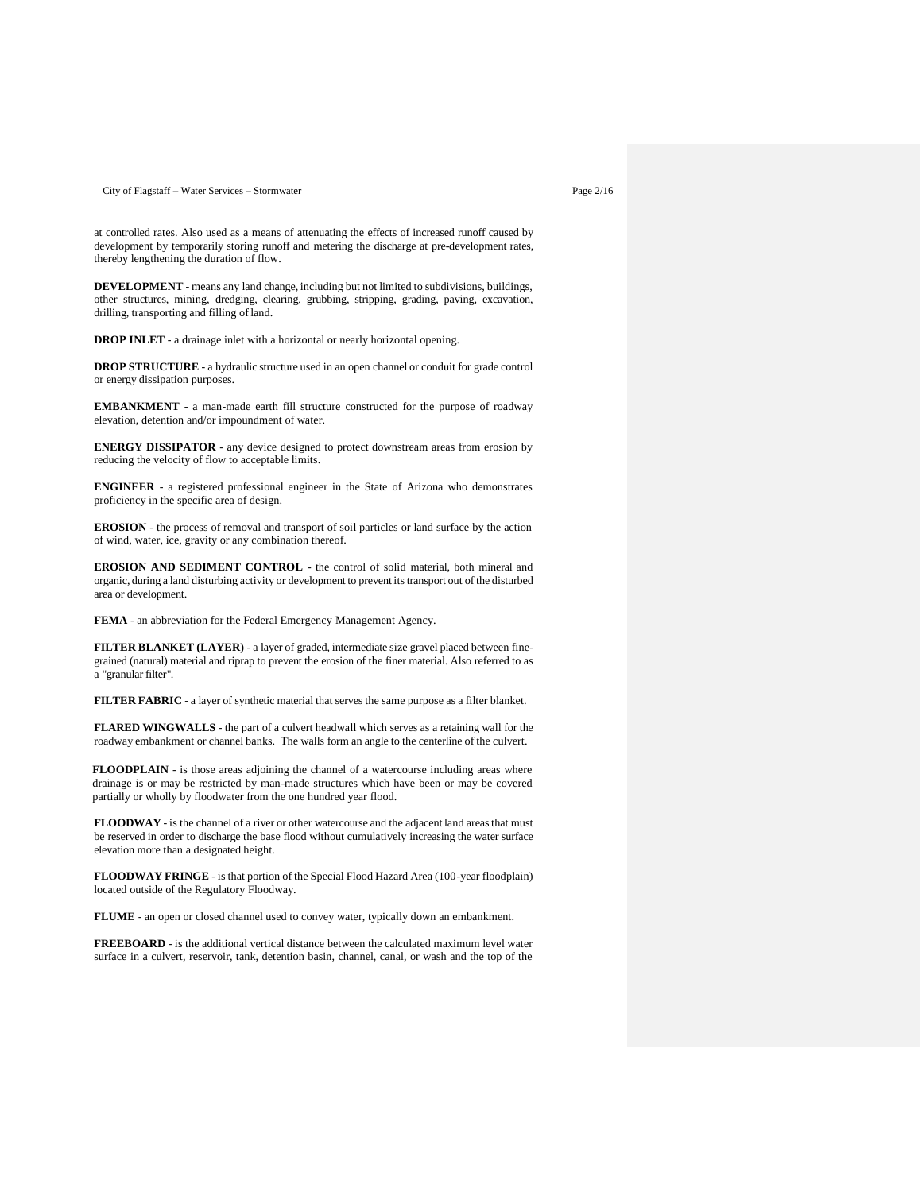at controlled rates. Also used as a means of attenuating the effects of increased runoff caused by development by temporarily storing runoff and metering the discharge at pre-development rates, thereby lengthening the duration of flow.

**DEVELOPMENT** - means any land change, including but not limited to subdivisions, buildings, other structures, mining, dredging, clearing, grubbing, stripping, grading, paving, excavation, drilling, transporting and filling of land.

**DROP INLET** - a drainage inlet with a horizontal or nearly horizontal opening.

**DROP STRUCTURE** - a hydraulic structure used in an open channel or conduit for grade control or energy dissipation purposes.

**EMBANKMENT** - a man-made earth fill structure constructed for the purpose of roadway elevation, detention and/or impoundment of water.

**ENERGY DISSIPATOR** - any device designed to protect downstream areas from erosion by reducing the velocity of flow to acceptable limits.

**ENGINEER** - a registered professional engineer in the State of Arizona who demonstrates proficiency in the specific area of design.

**EROSION** - the process of removal and transport of soil particles or land surface by the action of wind, water, ice, gravity or any combination thereof.

**EROSION AND SEDIMENT CONTROL** - the control of solid material, both mineral and organic, during a land disturbing activity or development to prevent its transport out of the disturbed area or development.

**FEMA** - an abbreviation for the Federal Emergency Management Agency.

**FILTER BLANKET (LAYER)** - a layer of graded, intermediate size gravel placed between fine-grained (natural) material and riprap to prevent the erosion of the finer material. Also referred to as a "granular filter".

**FILTER FABRIC** - a layer of synthetic material that serves the same purpose as a filter blanket.

**FLARED WINGWALLS** - the part of a culvert headwall which serves as a retaining wall for the roadway embankment or channel banks. The walls form an angle to the centerline of the culvert.

**FLOODPLAIN** - is those areas adjoining the channel of a watercourse including areas where drainage is or may be restricted by man-made structures which have been or may be covered partially or wholly by floodwater from the one hundred year flood.

**FLOODWAY** - is the channel of a river or other watercourse and the adjacent land areas that must be reserved in order to discharge the base flood without cumulatively increasing the water surface elevation more than a designated height.

**FLOODWAY FRINGE** - is that portion of the Special Flood Hazard Area (100-year floodplain) located outside of the Regulatory Floodway.

**FLUME** - an open or closed channel used to convey water, typically down an embankment.

**FREEBOARD** - is the additional vertical distance between the calculated maximum level water surface in a culvert, reservoir, tank, detention basin, channel, canal, or wash and the top of the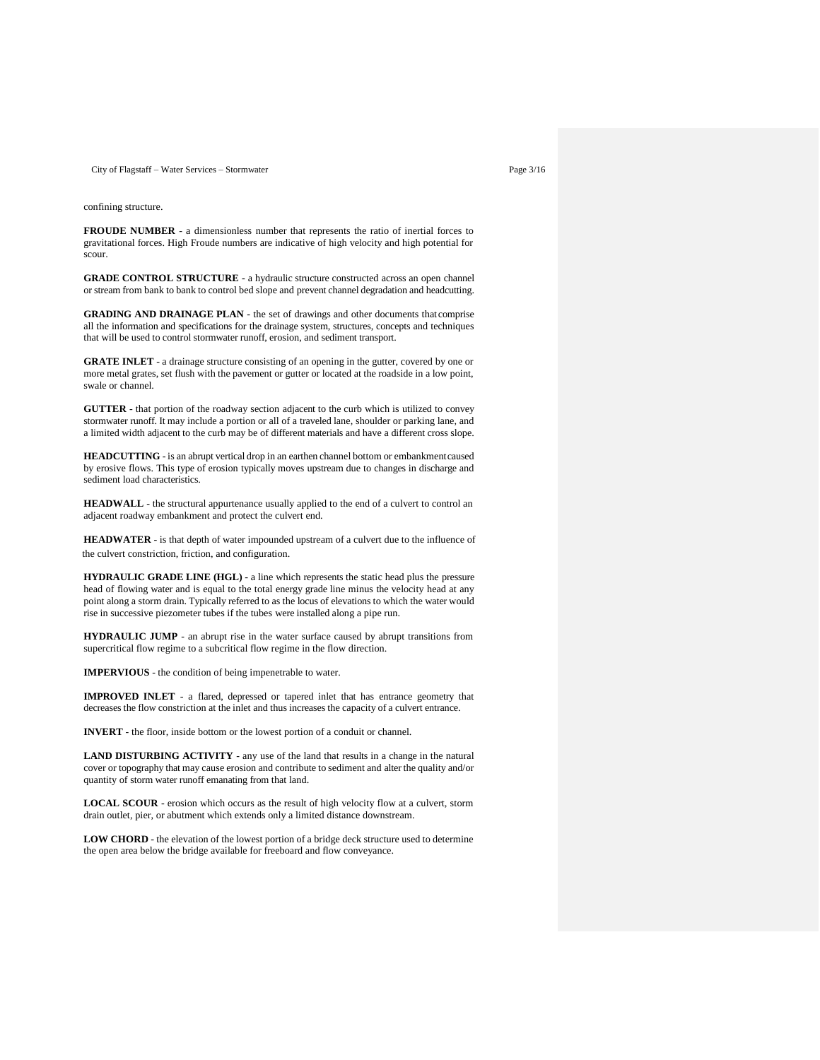confining structure.

**FROUDE NUMBER** - a dimensionless number that represents the ratio of inertial forces to gravitational forces. High Froude numbers are indicative of high velocity and high potential for scour.

**GRADE CONTROL STRUCTURE** - a hydraulic structure constructed across an open channel or stream from bank to bank to control bed slope and prevent channel degradation and headcutting.

**GRADING AND DRAINAGE PLAN** - the set of drawings and other documents that comprise all the information and specifications for the drainage system, structures, concepts and techniques that will be used to control stormwater runoff, erosion, and sediment transport.

**GRATE INLET** - a drainage structure consisting of an opening in the gutter, covered by one or more metal grates, set flush with the pavement or gutter or located at the roadside in a low point, swale or channel.

**GUTTER** - that portion of the roadway section adjacent to the curb which is utilized to convey stormwater runoff. It may include a portion or all of a traveled lane, shoulder or parking lane, and a limited width adjacent to the curb may be of different materials and have a different cross slope.

**HEADCUTTING** - is an abrupt vertical drop in an earthen channel bottom or embankment caused by erosive flows. This type of erosion typically moves upstream due to changes in discharge and sediment load characteristics.

**HEADWALL** - the structural appurtenance usually applied to the end of a culvert to control an adjacent roadway embankment and protect the culvert end.

**HEADWATER** - is that depth of water impounded upstream of a culvert due to the influence of the culvert constriction, friction, and configuration.

**HYDRAULIC GRADE LINE (HGL)** - a line which represents the static head plus the pressure head of flowing water and is equal to the total energy grade line minus the velocity head at any point along a storm drain. Typically referred to as the locus of elevations to which the water would rise in successive piezometer tubes if the tubes were installed along a pipe run.

**HYDRAULIC JUMP** - an abrupt rise in the water surface caused by abrupt transitions from supercritical flow regime to a subcritical flow regime in the flow direction.

**IMPERVIOUS** - the condition of being impenetrable to water.

**IMPROVED INLET** - a flared, depressed or tapered inlet that has entrance geometry that decreases the flow constriction at the inlet and thus increases the capacity of a culvert entrance.

**INVERT** - the floor, inside bottom or the lowest portion of a conduit or channel.

**LAND DISTURBING ACTIVITY** - any use of the land that results in a change in the natural cover or topography that may cause erosion and contribute to sediment and alter the quality and/or quantity of storm water runoff emanating from that land.

**LOCAL SCOUR** - erosion which occurs as the result of high velocity flow at a culvert, storm drain outlet, pier, or abutment which extends only a limited distance downstream.

**LOW CHORD** - the elevation of the lowest portion of a bridge deck structure used to determine the open area below the bridge available for freeboard and flow conveyance.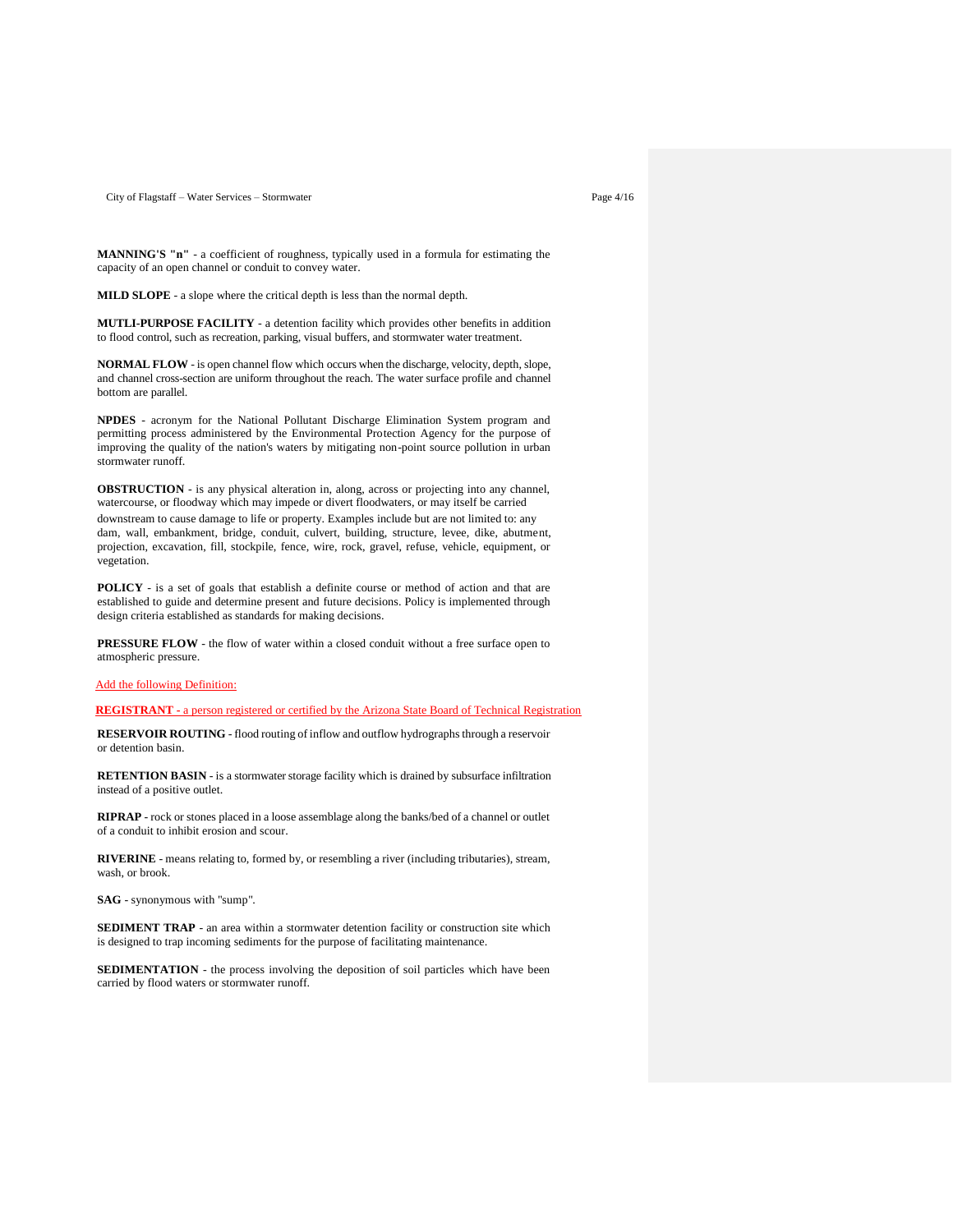**MANNING'S "n"** - a coefficient of roughness, typically used in a formula for estimating the capacity of an open channel or conduit to convey water.

**MILD SLOPE** - a slope where the critical depth is less than the normal depth.

**MUTLI-PURPOSE FACILITY** - a detention facility which provides other benefits in addition to flood control, such as recreation, parking, visual buffers, and stormwater water treatment.

**NORMAL FLOW** - is open channel flow which occurs when the discharge, velocity, depth, slope, and channel cross-section are uniform throughout the reach. The water surface profile and channel bottom are parallel.

**NPDES** - acronym for the National Pollutant Discharge Elimination System program and permitting process administered by the Environmental Protection Agency for the purpose of improving the quality of the nation's waters by mitigating non-point source pollution in urban stormwater runoff.

**OBSTRUCTION** - is any physical alteration in, along, across or projecting into any channel, watercourse, or floodway which may impede or divert floodwaters, or may itself be carried downstream to cause damage to life or property. Examples include but are not limited to: any dam, wall, embankment, bridge, conduit, culvert, building, structure, levee, dike, abutment, projection, excavation, fill, stockpile, fence, wire, rock, gravel, refuse, vehicle, equipment, or vegetation.

**POLICY** - is a set of goals that establish a definite course or method of action and that are established to guide and determine present and future decisions. Policy is implemented through design criteria established as standards for making decisions.

**PRESSURE FLOW** - the flow of water within a closed conduit without a free surface open to atmospheric pressure.

Add the following Definition:

**REGISTRANT** - a person registered or certified by the Arizona State Board of Technical Registration

**RESERVOIR ROUTING** - flood routing of inflow and outflow hydrographs through a reservoir or detention basin.

**RETENTION BASIN** - is a stormwater storage facility which is drained by subsurface infiltration instead of a positive outlet.

**RIPRAP** - rock or stones placed in a loose assemblage along the banks/bed of a channel or outlet of a conduit to inhibit erosion and scour.

**RIVERINE** - means relating to, formed by, or resembling a river (including tributaries), stream, wash, or brook.

**SAG** - synonymous with "sump".

**SEDIMENT TRAP** - an area within a stormwater detention facility or construction site which is designed to trap incoming sediments for the purpose of facilitating maintenance.

**SEDIMENTATION** - the process involving the deposition of soil particles which have been carried by flood waters or stormwater runoff.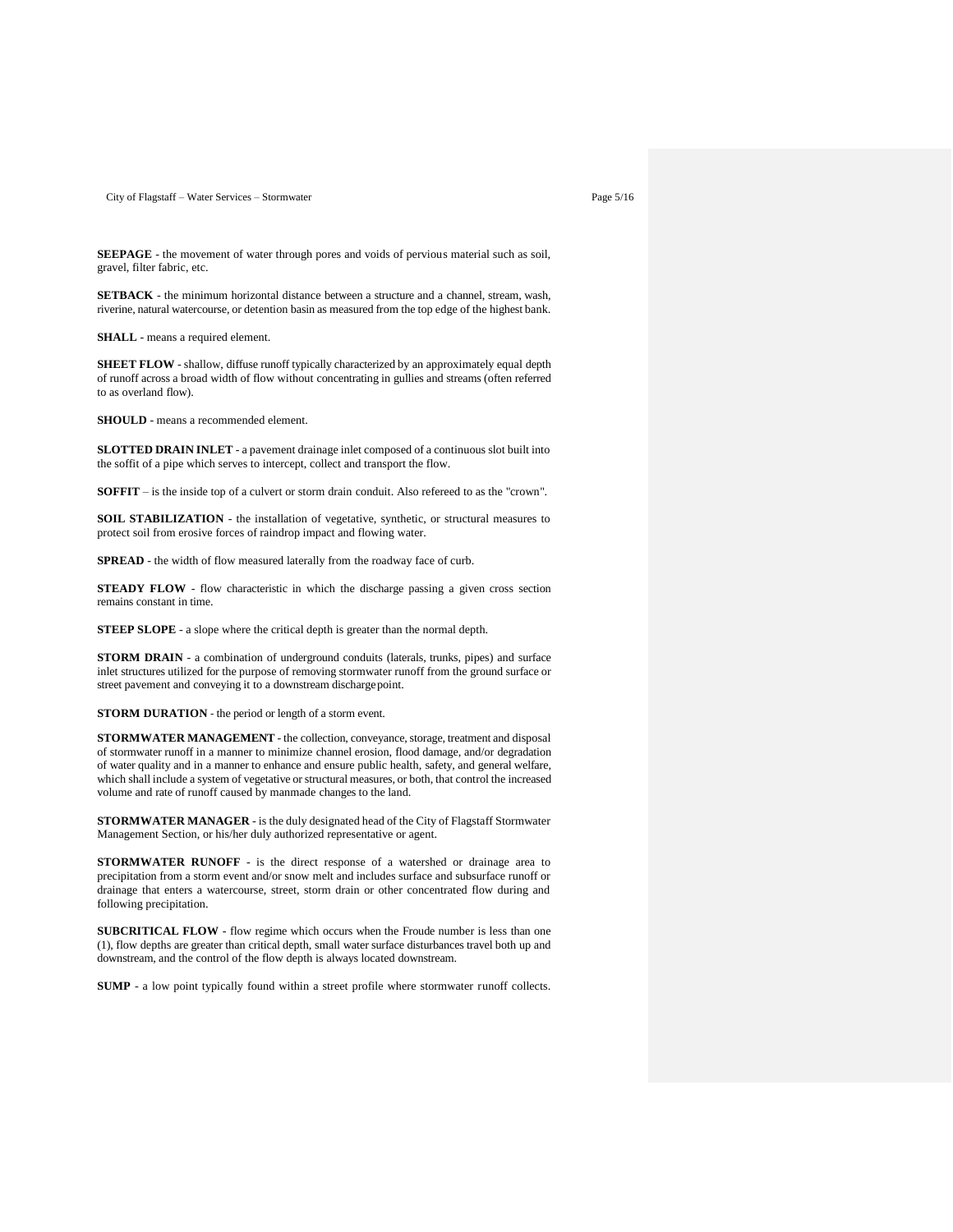**SEEPAGE** - the movement of water through pores and voids of pervious material such as soil, gravel, filter fabric, etc.

**SETBACK** - the minimum horizontal distance between a structure and a channel, stream, wash, riverine, natural watercourse, or detention basin as measured from the top edge of the highest bank.

**SHALL** - means a required element.

**SHEET FLOW** - shallow, diffuse runoff typically characterized by an approximately equal depth of runoff across a broad width of flow without concentrating in gullies and streams (often referred to as overland flow).

**SHOULD** - means a recommended element.

**SLOTTED DRAIN INLET** - a pavement drainage inlet composed of a continuous slot built into the soffit of a pipe which serves to intercept, collect and transport the flow.

**SOFFIT** – is the inside top of a culvert or storm drain conduit. Also refereed to as the "crown".

**SOIL STABILIZATION** - the installation of vegetative, synthetic, or structural measures to protect soil from erosive forces of raindrop impact and flowing water.

**SPREAD** - the width of flow measured laterally from the roadway face of curb.

**STEADY FLOW** - flow characteristic in which the discharge passing a given cross section remains constant in time.

**STEEP SLOPE** - a slope where the critical depth is greater than the normal depth.

**STORM DRAIN** - a combination of underground conduits (laterals, trunks, pipes) and surface inlet structures utilized for the purpose of removing stormwater runoff from the ground surface or street pavement and conveying it to a downstream discharge point.

**STORM DURATION** - the period or length of a storm event.

**STORMWATER MANAGEMENT** - the collection, conveyance, storage, treatment and disposal of stormwater runoff in a manner to minimize channel erosion, flood damage, and/or degradation of water quality and in a manner to enhance and ensure public health, safety, and general welfare, which shall include a system of vegetative or structural measures, or both, that control the increased volume and rate of runoff caused by manmade changes to the land.

**STORMWATER MANAGER** - is the duly designated head of the City of Flagstaff Stormwater Management Section, or his/her duly authorized representative or agent.

**STORMWATER RUNOFF** - is the direct response of a watershed or drainage area to precipitation from a storm event and/or snow melt and includes surface and subsurface runoff or drainage that enters a watercourse, street, storm drain or other concentrated flow during and following precipitation.

**SUBCRITICAL FLOW** - flow regime which occurs when the Froude number is less than one (1), flow depths are greater than critical depth, small water surface disturbances travel both up and downstream, and the control of the flow depth is always located downstream.

**SUMP** - a low point typically found within a street profile where stormwater runoff collects.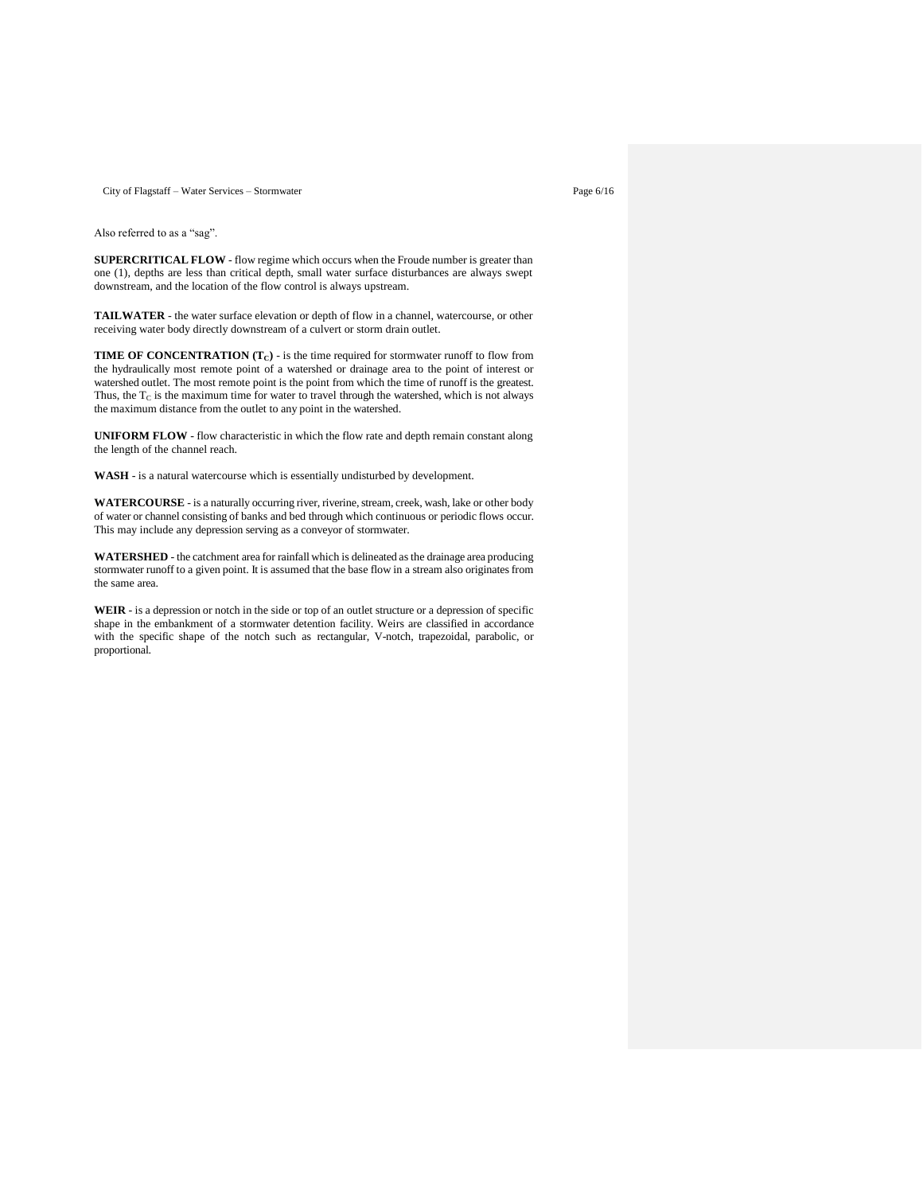Also referred to as a "sag".

**SUPERCRITICAL FLOW** - flow regime which occurs when the Froude number is greater than one (1), depths are less than critical depth, small water surface disturbances are always swept downstream, and the location of the flow control is always upstream.

**TAILWATER** - the water surface elevation or depth of flow in a channel, watercourse, or other receiving water body directly downstream of a culvert or storm drain outlet.

**TIME OF CONCENTRATION ($T_C$)** - is the time required for stormwater runoff to flow from the hydraulically most remote point of a watershed or drainage area to the point of interest or watershed outlet. The most remote point is the point from which the time of runoff is the greatest. Thus, the $T_C$ is the maximum time for water to travel through the watershed, which is not always the maximum distance from the outlet to any point in the watershed.

**UNIFORM FLOW** - flow characteristic in which the flow rate and depth remain constant along the length of the channel reach.

**WASH** - is a natural watercourse which is essentially undisturbed by development.

**WATERCOURSE** - is a naturally occurring river, riverine, stream, creek, wash, lake or other body of water or channel consisting of banks and bed through which continuous or periodic flows occur. This may include any depression serving as a conveyor of stormwater.

**WATERSHED** - the catchment area for rainfall which is delineated as the drainage area producing stormwater runoff to a given point. It is assumed that the base flow in a stream also originates from the same area.

**WEIR** - is a depression or notch in the side or top of an outlet structure or a depression of specific shape in the embankment of a stormwater detention facility. Weirs are classified in accordance with the specific shape of the notch such as rectangular, V-notch, trapezoidal, parabolic, or proportional.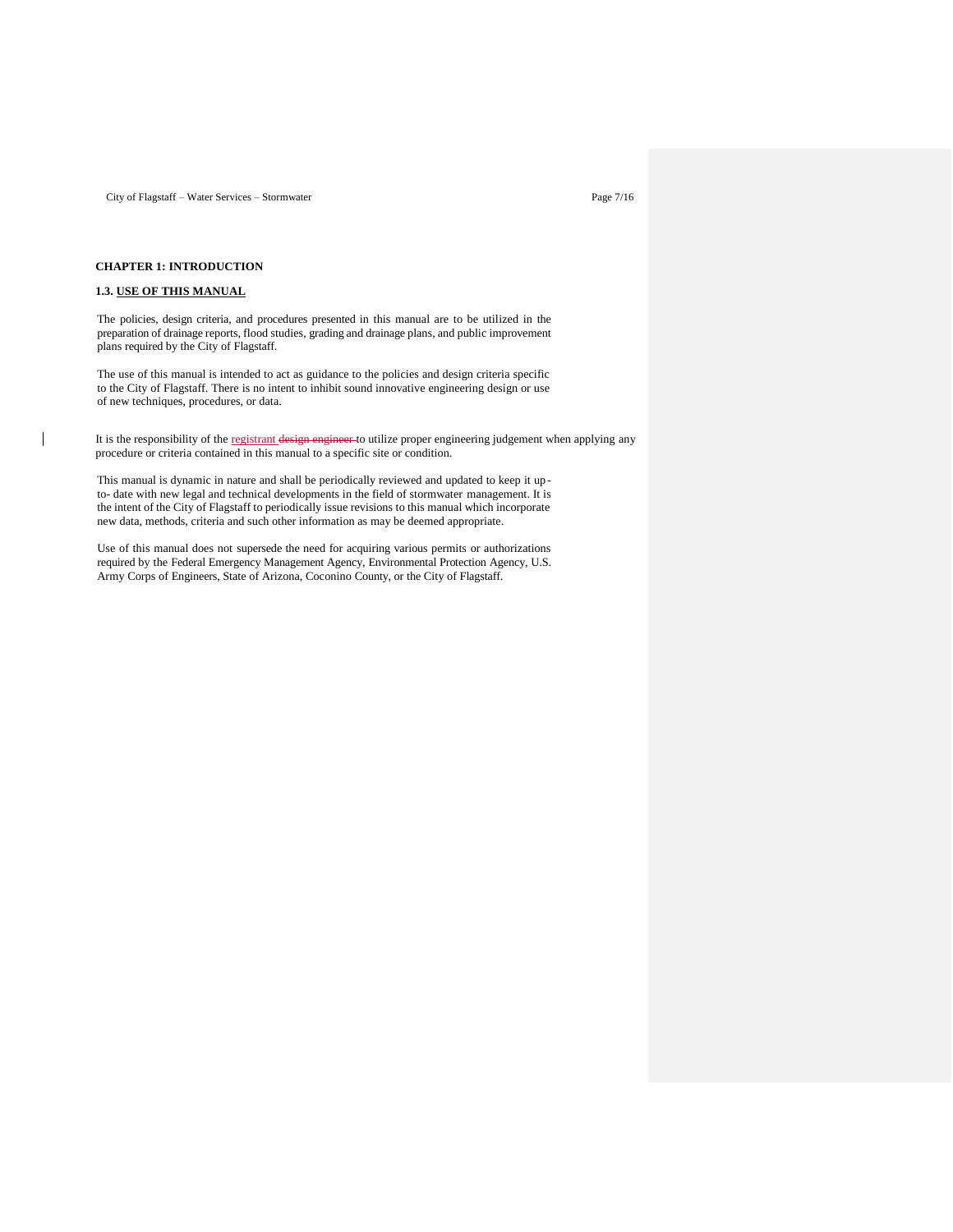## CHAPTER 1: INTRODUCTION

### 1.3. USE OF THIS MANUAL

The policies, design criteria, and procedures presented in this manual are to be utilized in the preparation of drainage reports, flood studies, grading and drainage plans, and public improvement plans required by the City of Flagstaff.

The use of this manual is intended to act as guidance to the policies and design criteria specific to the City of Flagstaff. There is no intent to inhibit sound innovative engineering design or use of new techniques, procedures, or data.

It is the responsibility of the registrant ~~design engineer~~ to utilize proper engineering judgement when applying any procedure or criteria contained in this manual to a specific site or condition.

This manual is dynamic in nature and shall be periodically reviewed and updated to keep it up-to- date with new legal and technical developments in the field of stormwater management. It is the intent of the City of Flagstaff to periodically issue revisions to this manual which incorporate new data, methods, criteria and such other information as may be deemed appropriate.

Use of this manual does not supersede the need for acquiring various permits or authorizations required by the Federal Emergency Management Agency, Environmental Protection Agency, U.S. Army Corps of Engineers, State of Arizona, Coconino County, or the City of Flagstaff.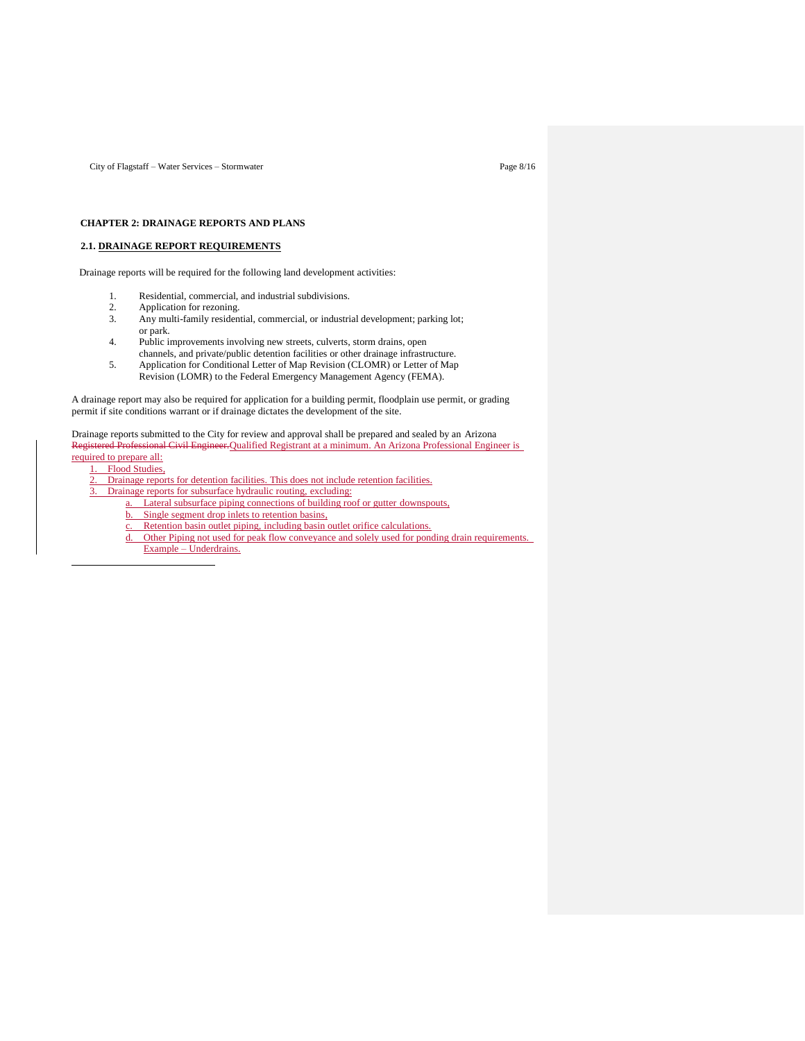## CHAPTER 2: DRAINAGE REPORTS AND PLANS

### 2.1. DRAINAGE REPORT REQUIREMENTS

Drainage reports will be required for the following land development activities:

1. Residential, commercial, and industrial subdivisions.
2. Application for rezoning.
3. Any multi-family residential, commercial, or industrial development; parking lot; or park.
4. Public improvements involving new streets, culverts, storm drains, open channels, and private/public detention facilities or other drainage infrastructure.
5. Application for Conditional Letter of Map Revision (CLOMR) or Letter of Map Revision (LOMR) to the Federal Emergency Management Agency (FEMA).

A drainage report may also be required for application for a building permit, floodplain use permit, or grading permit if site conditions warrant or if drainage dictates the development of the site.

Drainage reports submitted to the City for review and approval shall be prepared and sealed by an Arizona ~~Registered Professional Civil Engineer.~~Qualified Registrant at a minimum. An Arizona Professional Engineer is required to prepare all:

1. Flood Studies,
2. Drainage reports for detention facilities. This does not include retention facilities.
3. Drainage reports for subsurface hydraulic routing, excluding:
   a. Lateral subsurface piping connections of building roof or gutter downspouts,
   b. Single segment drop inlets to retention basins,
   c. Retention basin outlet piping, including basin outlet orifice calculations.
   d. Other Piping not used for peak flow conveyance and solely used for ponding drain requirements. Example – Underdrains.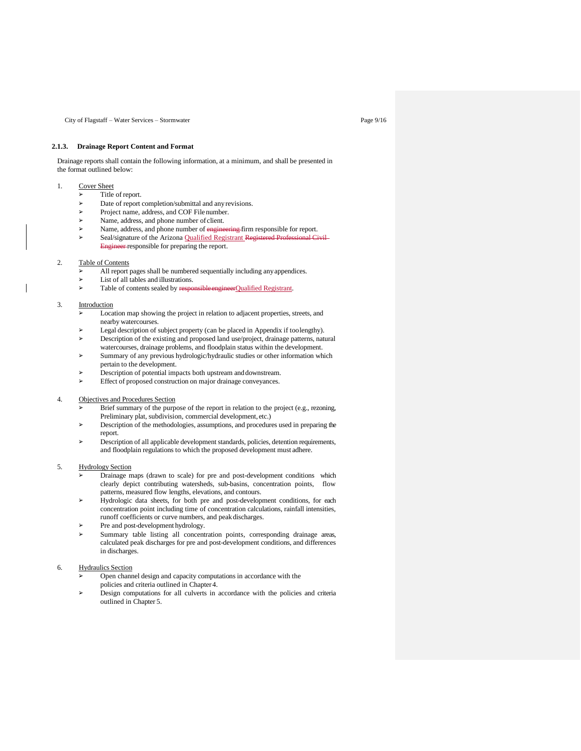### 2.1.3. Drainage Report Content and Format

Drainage reports shall contain the following information, at a minimum, and shall be presented in the format outlined below:

1. Cover Sheet
   - Title of report.
   - Date of report completion/submittal and any revisions.
   - Project name, address, and COF File number.
   - Name, address, and phone number of client.
   - Name, address, and phone number of ~~engineering~~ firm responsible for report.
   - Seal/signature of the Arizona Qualified Registrant ~~Registered Professional Civil Engineer~~ responsible for preparing the report.

2. Table of Contents
   - All report pages shall be numbered sequentially including any appendices.
   - List of all tables and illustrations.
   - Table of contents sealed by ~~responsible engineer~~Qualified Registrant.

3. Introduction
   - Location map showing the project in relation to adjacent properties, streets, and nearby watercourses.
   - Legal description of subject property (can be placed in Appendix if too lengthy).
   - Description of the existing and proposed land use/project, drainage patterns, natural watercourses, drainage problems, and floodplain status within the development.
   - Summary of any previous hydrologic/hydraulic studies or other information which pertain to the development.
   - Description of potential impacts both upstream and downstream.
   - Effect of proposed construction on major drainage conveyances.

4. Objectives and Procedures Section
   - Brief summary of the purpose of the report in relation to the project (e.g., rezoning, Preliminary plat, subdivision, commercial development, etc.)
   - Description of the methodologies, assumptions, and procedures used in preparing the report.
   - Description of all applicable development standards, policies, detention requirements, and floodplain regulations to which the proposed development must adhere.

5. Hydrology Section
   - Drainage maps (drawn to scale) for pre and post-development conditions which clearly depict contributing watersheds, sub-basins, concentration points, flow patterns, measured flow lengths, elevations, and contours.
   - Hydrologic data sheets, for both pre and post-development conditions, for each concentration point including time of concentration calculations, rainfall intensities, runoff coefficients or curve numbers, and peak discharges.
   - Pre and post-development hydrology.
   - Summary table listing all concentration points, corresponding drainage areas, calculated peak discharges for pre and post-development conditions, and differences in discharges.

6. Hydraulics Section
   - Open channel design and capacity computations in accordance with the policies and criteria outlined in Chapter 4.
   - Design computations for all culverts in accordance with the policies and criteria outlined in Chapter 5.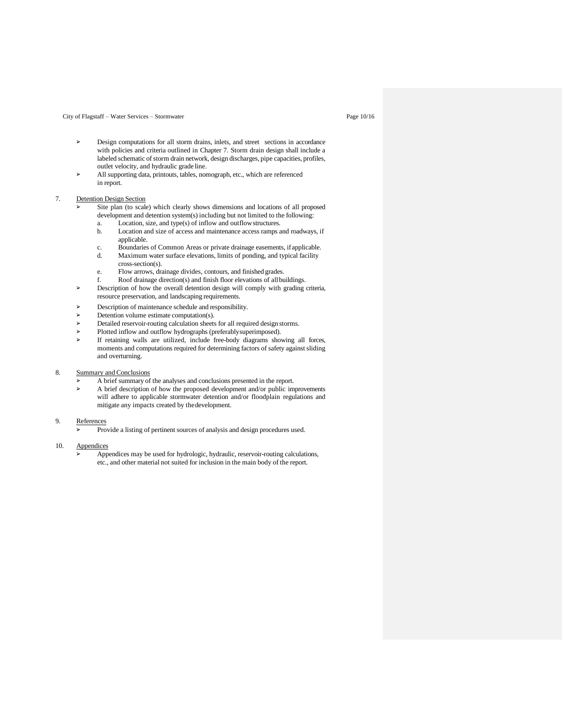- Design computations for all storm drains, inlets, and street sections in accordance with policies and criteria outlined in Chapter 7. Storm drain design shall include a labeled schematic of storm drain network, design discharges, pipe capacities, profiles, outlet velocity, and hydraulic grade line.
- All supporting data, printouts, tables, nomograph, etc., which are referenced in report.

7. Detention Design Section
   - Site plan (to scale) which clearly shows dimensions and locations of all proposed development and detention system(s) including but not limited to the following:
     a. Location, size, and type(s) of inflow and outflow structures.
     b. Location and size of access and maintenance access ramps and roadways, if applicable.
     c. Boundaries of Common Areas or private drainage easements, if applicable.
     d. Maximum water surface elevations, limits of ponding, and typical facility cross-section(s).
     e. Flow arrows, drainage divides, contours, and finished grades.
     f. Roof drainage direction(s) and finish floor elevations of all buildings.
   - Description of how the overall detention design will comply with grading criteria, resource preservation, and landscaping requirements.
   - Description of maintenance schedule and responsibility.
   - Detention volume estimate computation(s).
   - Detailed reservoir-routing calculation sheets for all required design storms.
   - Plotted inflow and outflow hydrographs (preferably superimposed).
   - If retaining walls are utilized, include free-body diagrams showing all forces, moments and computations required for determining factors of safety against sliding and overturning.

8. Summary and Conclusions
   - A brief summary of the analyses and conclusions presented in the report.
   - A brief description of how the proposed development and/or public improvements will adhere to applicable stormwater detention and/or floodplain regulations and mitigate any impacts created by the development.

9. References
   - Provide a listing of pertinent sources of analysis and design procedures used.

10. Appendices
    - Appendices may be used for hydrologic, hydraulic, reservoir-routing calculations, etc., and other material not suited for inclusion in the main body of the report.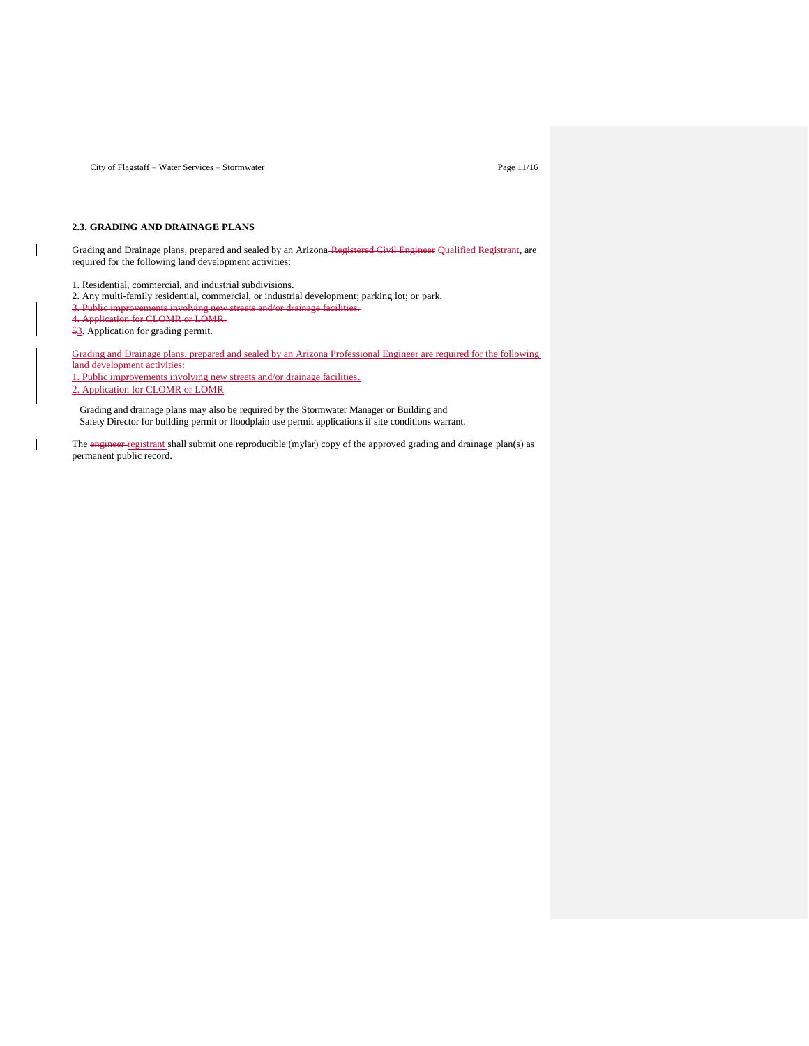### 2.3. **GRADING AND DRAINAGE PLANS**

Grading and Drainage plans, prepared and sealed by an Arizona ~~Registered Civil Engineer~~ Qualified Registrant, are required for the following land development activities:

1. Residential, commercial, and industrial subdivisions.
2. Any multi-family residential, commercial, or industrial development; parking lot; or park.

~~3. Public improvements involving new streets and/or drainage facilities.~~
~~4. Application for CLOMR or LOMR.~~
~~5~~3. Application for grading permit.

Grading and Drainage plans, prepared and sealed by an Arizona Professional Engineer are required for the following land development activities:

1. Public improvements involving new streets and/or drainage facilities.
2. Application for CLOMR or LOMR

Grading and drainage plans may also be required by the Stormwater Manager or Building and Safety Director for building permit or floodplain use permit applications if site conditions warrant.

The ~~engineer~~ registrant shall submit one reproducible (mylar) copy of the approved grading and drainage plan(s) as permanent public record.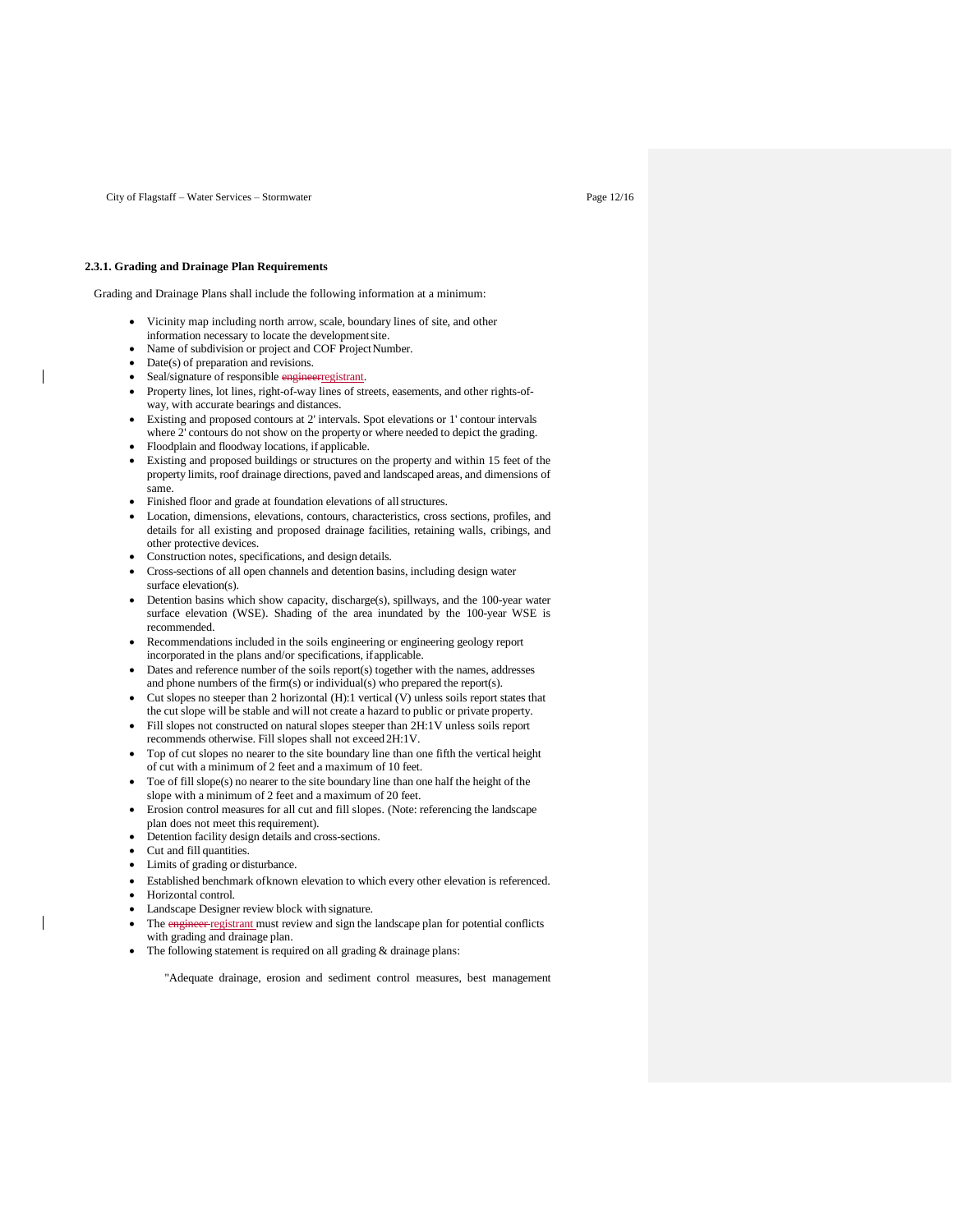### 2.3.1. Grading and Drainage Plan Requirements

Grading and Drainage Plans shall include the following information at a minimum:

- Vicinity map including north arrow, scale, boundary lines of site, and other information necessary to locate the development site.
- Name of subdivision or project and COF Project Number.
- Date(s) of preparation and revisions.
- Seal/signature of responsible ~~engineer~~registrant.
- Property lines, lot lines, right-of-way lines of streets, easements, and other rights-of-way, with accurate bearings and distances.
- Existing and proposed contours at 2' intervals. Spot elevations or 1' contour intervals where 2' contours do not show on the property or where needed to depict the grading.
- Floodplain and floodway locations, if applicable.
- Existing and proposed buildings or structures on the property and within 15 feet of the property limits, roof drainage directions, paved and landscaped areas, and dimensions of same.
- Finished floor and grade at foundation elevations of all structures.
- Location, dimensions, elevations, contours, characteristics, cross sections, profiles, and details for all existing and proposed drainage facilities, retaining walls, cribings, and other protective devices.
- Construction notes, specifications, and design details.
- Cross-sections of all open channels and detention basins, including design water surface elevation(s).
- Detention basins which show capacity, discharge(s), spillways, and the 100-year water surface elevation (WSE). Shading of the area inundated by the 100-year WSE is recommended.
- Recommendations included in the soils engineering or engineering geology report incorporated in the plans and/or specifications, if applicable.
- Dates and reference number of the soils report(s) together with the names, addresses and phone numbers of the firm(s) or individual(s) who prepared the report(s).
- Cut slopes no steeper than 2 horizontal (H):1 vertical (V) unless soils report states that the cut slope will be stable and will not create a hazard to public or private property.
- Fill slopes not constructed on natural slopes steeper than 2H:1V unless soils report recommends otherwise. Fill slopes shall not exceed 2H:1V.
- Top of cut slopes no nearer to the site boundary line than one fifth the vertical height of cut with a minimum of 2 feet and a maximum of 10 feet.
- Toe of fill slope(s) no nearer to the site boundary line than one half the height of the slope with a minimum of 2 feet and a maximum of 20 feet.
- Erosion control measures for all cut and fill slopes. (Note: referencing the landscape plan does not meet this requirement).
- Detention facility design details and cross-sections.
- Cut and fill quantities.
- Limits of grading or disturbance.
- Established benchmark of known elevation to which every other elevation is referenced.
- Horizontal control.
- Landscape Designer review block with signature.
- The ~~engineer~~ registrant must review and sign the landscape plan for potential conflicts with grading and drainage plan.
- The following statement is required on all grading & drainage plans:

  "Adequate drainage, erosion and sediment control measures, best management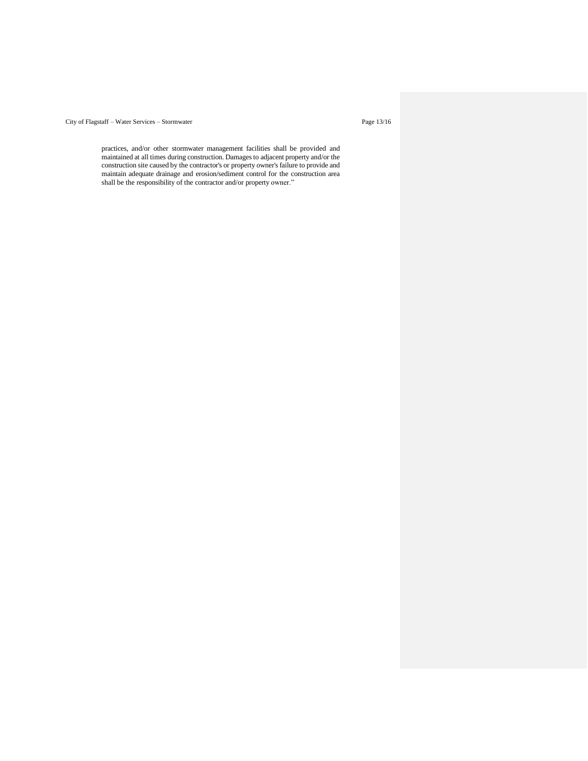practices, and/or other stormwater management facilities shall be provided and maintained at all times during construction. Damages to adjacent property and/or the construction site caused by the contractor's or property owner's failure to provide and maintain adequate drainage and erosion/sediment control for the construction area shall be the responsibility of the contractor and/or property owner."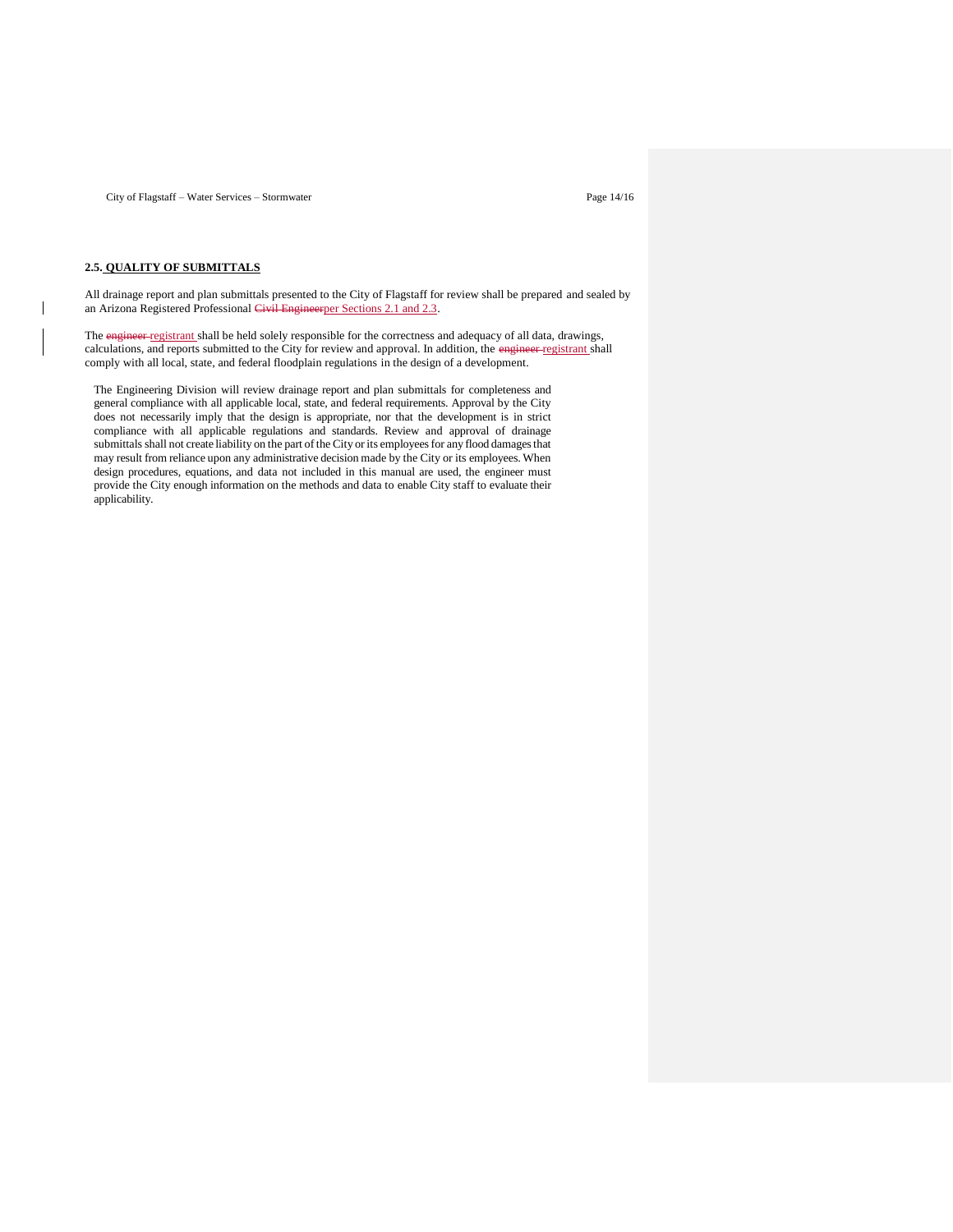## 2.5. QUALITY OF SUBMITTALS

All drainage report and plan submittals presented to the City of Flagstaff for review shall be prepared and sealed by an Arizona Registered Professional ~~Civil Engineer~~per Sections 2.1 and 2.3.

The ~~engineer~~ registrant shall be held solely responsible for the correctness and adequacy of all data, drawings, calculations, and reports submitted to the City for review and approval. In addition, the ~~engineer~~ registrant shall comply with all local, state, and federal floodplain regulations in the design of a development.

The Engineering Division will review drainage report and plan submittals for completeness and general compliance with all applicable local, state, and federal requirements. Approval by the City does not necessarily imply that the design is appropriate, nor that the development is in strict compliance with all applicable regulations and standards. Review and approval of drainage submittals shall not create liability on the part of the City or its employees for any flood damages that may result from reliance upon any administrative decision made by the City or its employees. When design procedures, equations, and data not included in this manual are used, the engineer must provide the City enough information on the methods and data to enable City staff to evaluate their applicability.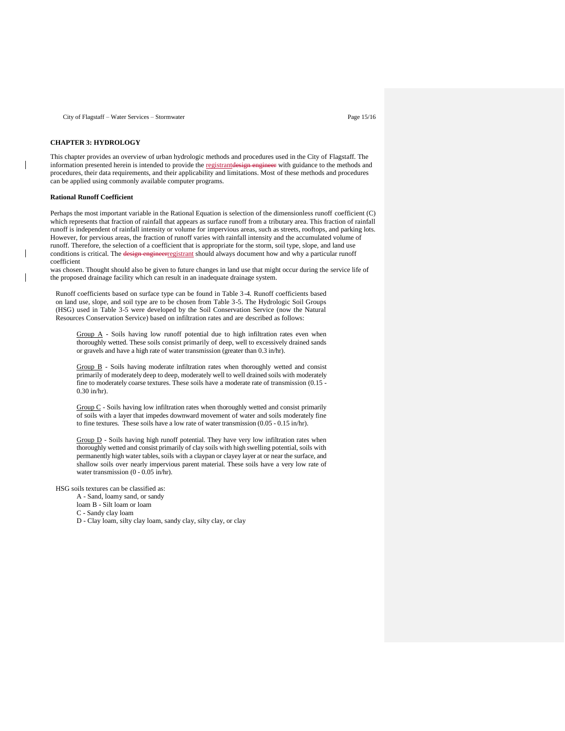## CHAPTER 3: HYDROLOGY

This chapter provides an overview of urban hydrologic methods and procedures used in the City of Flagstaff. The information presented herein is intended to provide the registrantdesign engineer with guidance to the methods and procedures, their data requirements, and their applicability and limitations. Most of these methods and procedures can be applied using commonly available computer programs.

### Rational Runoff Coefficient

Perhaps the most important variable in the Rational Equation is selection of the dimensionless runoff coefficient (C) which represents that fraction of rainfall that appears as surface runoff from a tributary area. This fraction of rainfall runoff is independent of rainfall intensity or volume for impervious areas, such as streets, rooftops, and parking lots. However, for pervious areas, the fraction of runoff varies with rainfall intensity and the accumulated volume of runoff. Therefore, the selection of a coefficient that is appropriate for the storm, soil type, slope, and land use conditions is critical. The design engineerregistrant should always document how and why a particular runoff coefficient was chosen. Thought should also be given to future changes in land use that might occur during the service life of the proposed drainage facility which can result in an inadequate drainage system.

Runoff coefficients based on surface type can be found in Table 3-4. Runoff coefficients based on land use, slope, and soil type are to be chosen from Table 3-5. The Hydrologic Soil Groups (HSG) used in Table 3-5 were developed by the Soil Conservation Service (now the Natural Resources Conservation Service) based on infiltration rates and are described as follows:

Group A - Soils having low runoff potential due to high infiltration rates even when thoroughly wetted. These soils consist primarily of deep, well to excessively drained sands or gravels and have a high rate of water transmission (greater than 0.3 in/hr).

Group B - Soils having moderate infiltration rates when thoroughly wetted and consist primarily of moderately deep to deep, moderately well to well drained soils with moderately fine to moderately coarse textures. These soils have a moderate rate of transmission (0.15 - 0.30 in/hr).

Group C - Soils having low infiltration rates when thoroughly wetted and consist primarily of soils with a layer that impedes downward movement of water and soils moderately fine to fine textures. These soils have a low rate of water transmission (0.05 - 0.15 in/hr).

Group D - Soils having high runoff potential. They have very low infiltration rates when thoroughly wetted and consist primarily of clay soils with high swelling potential, soils with permanently high water tables, soils with a claypan or clayey layer at or near the surface, and shallow soils over nearly impervious parent material. These soils have a very low rate of water transmission (0 - 0.05 in/hr).

HSG soils textures can be classified as:

- A - Sand, loamy sand, or sandy loam
- B - Silt loam or loam
- C - Sandy clay loam
- D - Clay loam, silty clay loam, sandy clay, silty clay, or clay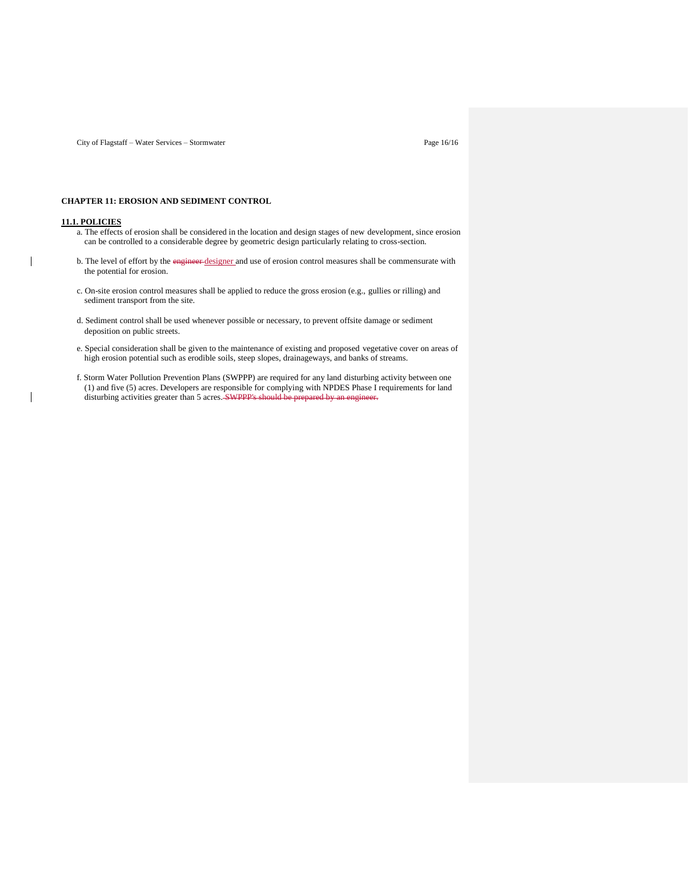## CHAPTER 11: EROSION AND SEDIMENT CONTROL

### 11.1. POLICIES

a. The effects of erosion shall be considered in the location and design stages of new development, since erosion can be controlled to a considerable degree by geometric design particularly relating to cross-section.

b. The level of effort by the ~~engineer~~ designer and use of erosion control measures shall be commensurate with the potential for erosion.

c. On-site erosion control measures shall be applied to reduce the gross erosion (e.g., gullies or rilling) and sediment transport from the site.

d. Sediment control shall be used whenever possible or necessary, to prevent offsite damage or sediment deposition on public streets.

e. Special consideration shall be given to the maintenance of existing and proposed vegetative cover on areas of high erosion potential such as erodible soils, steep slopes, drainageways, and banks of streams.

f. Storm Water Pollution Prevention Plans (SWPPP) are required for any land disturbing activity between one (1) and five (5) acres. Developers are responsible for complying with NPDES Phase I requirements for land disturbing activities greater than 5 acres. ~~SWPPP's should be prepared by an engineer.~~